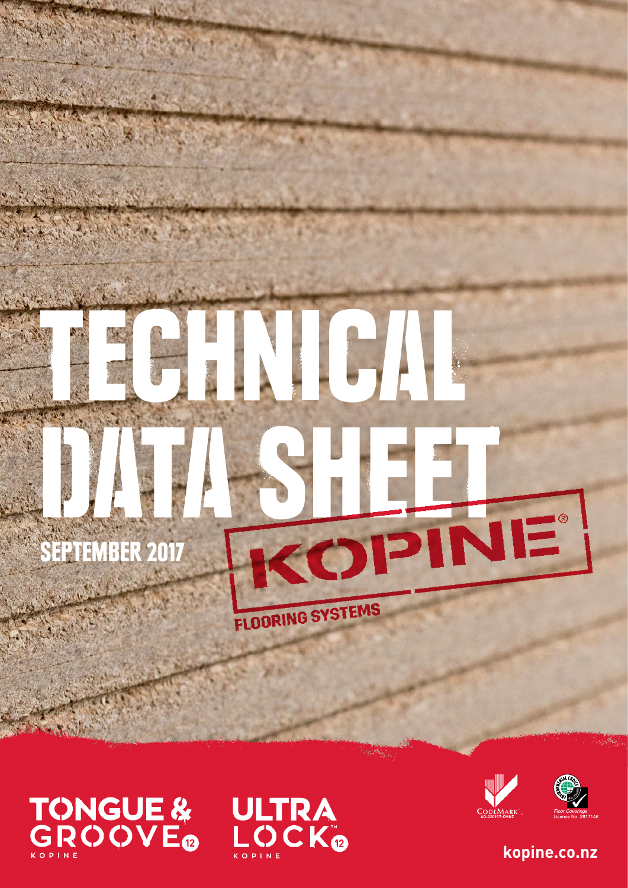# TECHNICAL DATA SHEET

SEPTEMBER 2017

KOPINE®

FLOORING SYSTEMS

TONGUE & GROOVE 12 KOPINE

ULTRA LOCK™ 12 KOPINE

CodeMark AG-220917-CMNZ

Environmental Choice Floor Coverings Licence No. 2817146

kopine.co.nz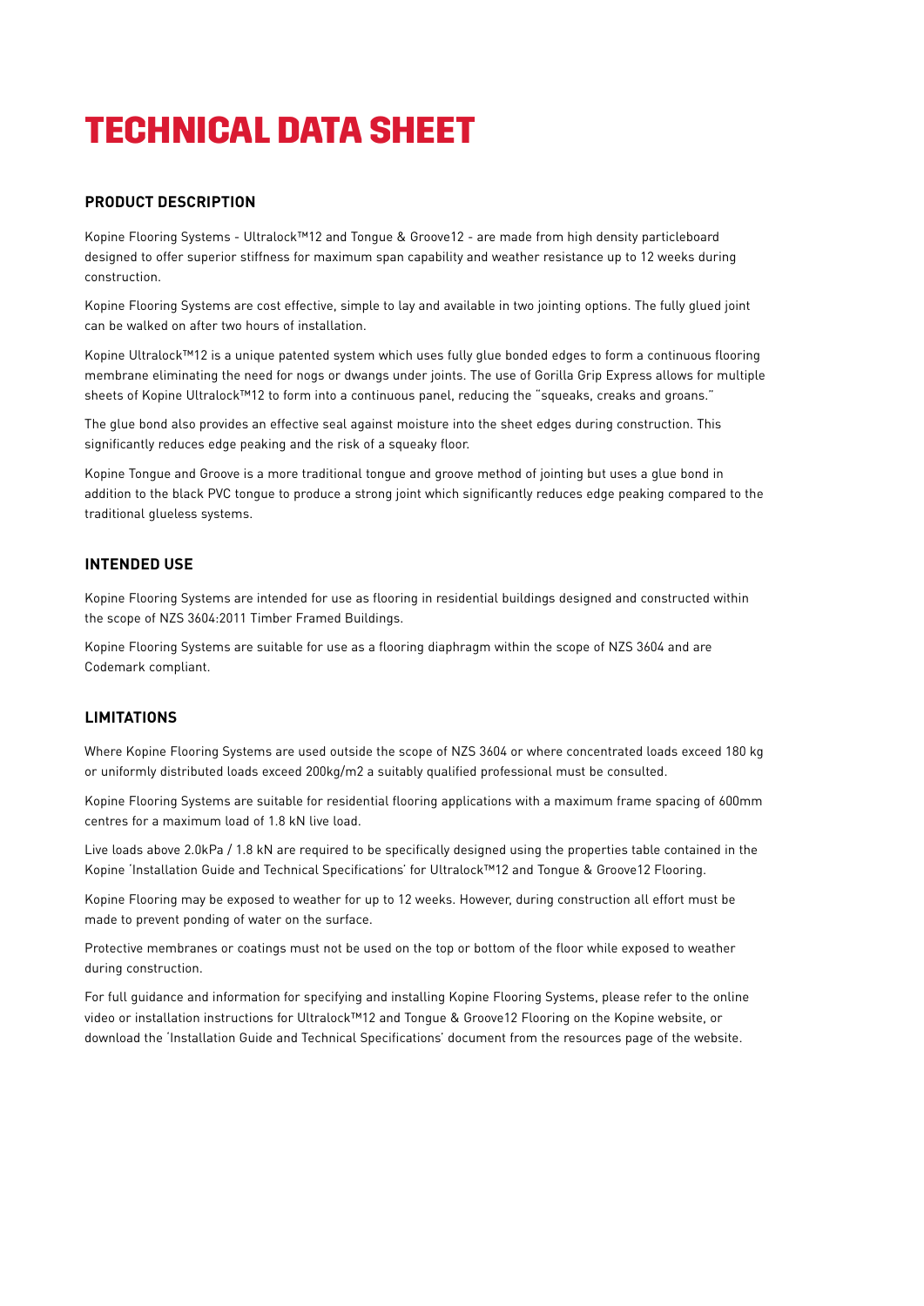# TECHNICAL DATA SHEET

## PRODUCT DESCRIPTION

Kopine Flooring Systems - Ultralock™12 and Tongue & Groove12 - are made from high density particleboard designed to offer superior stiffness for maximum span capability and weather resistance up to 12 weeks during construction.

Kopine Flooring Systems are cost effective, simple to lay and available in two jointing options. The fully glued joint can be walked on after two hours of installation.

Kopine Ultralock™12 is a unique patented system which uses fully glue bonded edges to form a continuous flooring membrane eliminating the need for nogs or dwangs under joints. The use of Gorilla Grip Express allows for multiple sheets of Kopine Ultralock™12 to form into a continuous panel, reducing the "squeaks, creaks and groans."

The glue bond also provides an effective seal against moisture into the sheet edges during construction. This significantly reduces edge peaking and the risk of a squeaky floor.

Kopine Tongue and Groove is a more traditional tongue and groove method of jointing but uses a glue bond in addition to the black PVC tongue to produce a strong joint which significantly reduces edge peaking compared to the traditional glueless systems.

## INTENDED USE

Kopine Flooring Systems are intended for use as flooring in residential buildings designed and constructed within the scope of NZS 3604:2011 Timber Framed Buildings.

Kopine Flooring Systems are suitable for use as a flooring diaphragm within the scope of NZS 3604 and are Codemark compliant.

## LIMITATIONS

Where Kopine Flooring Systems are used outside the scope of NZS 3604 or where concentrated loads exceed 180 kg or uniformly distributed loads exceed 200kg/m2 a suitably qualified professional must be consulted.

Kopine Flooring Systems are suitable for residential flooring applications with a maximum frame spacing of 600mm centres for a maximum load of 1.8 kN live load.

Live loads above 2.0kPa / 1.8 kN are required to be specifically designed using the properties table contained in the Kopine 'Installation Guide and Technical Specifications' for Ultralock™12 and Tongue & Groove12 Flooring.

Kopine Flooring may be exposed to weather for up to 12 weeks. However, during construction all effort must be made to prevent ponding of water on the surface.

Protective membranes or coatings must not be used on the top or bottom of the floor while exposed to weather during construction.

For full guidance and information for specifying and installing Kopine Flooring Systems, please refer to the online video or installation instructions for Ultralock™12 and Tongue & Groove12 Flooring on the Kopine website, or download the 'Installation Guide and Technical Specifications' document from the resources page of the website.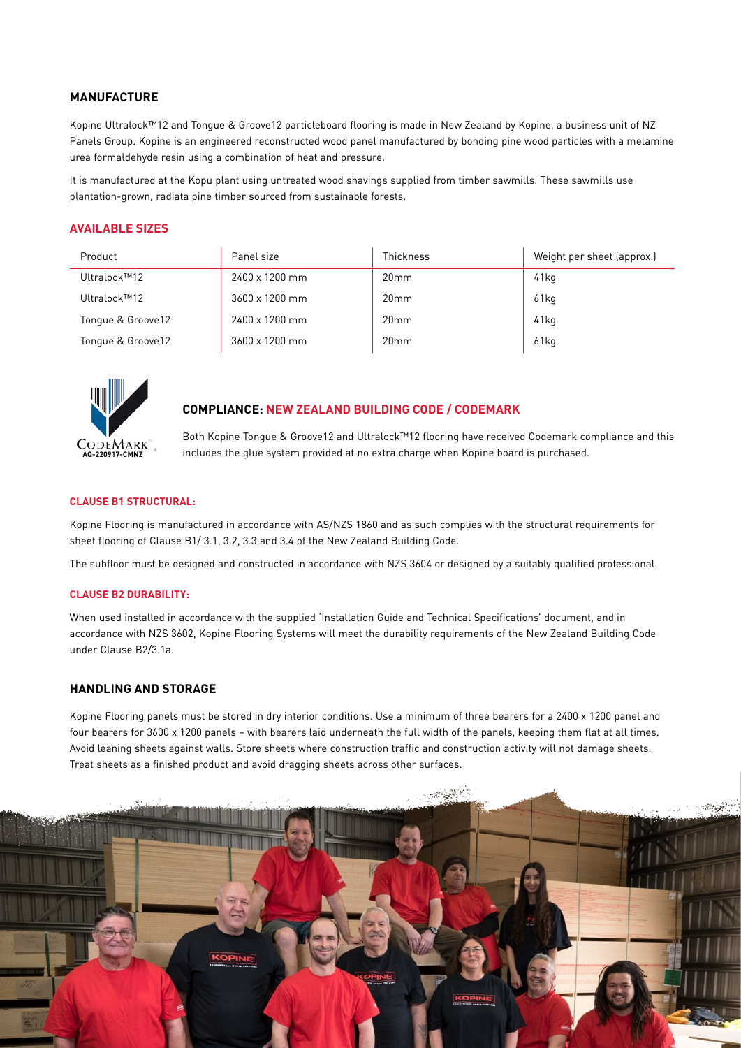## MANUFACTURE

Kopine Ultralock™12 and Tongue & Groove12 particleboard flooring is made in New Zealand by Kopine, a business unit of NZ Panels Group. Kopine is an engineered reconstructed wood panel manufactured by bonding pine wood particles with a melamine urea formaldehyde resin using a combination of heat and pressure.

It is manufactured at the Kopu plant using untreated wood shavings supplied from timber sawmills. These sawmills use plantation-grown, radiata pine timber sourced from sustainable forests.

## AVAILABLE SIZES

| Product | Panel size | Thickness | Weight per sheet (approx.) |
|---|---|---|---|
| Ultralock™12 | 2400 x 1200 mm | 20mm | 41kg |
| Ultralock™12 | 3600 x 1200 mm | 20mm | 61kg |
| Tongue & Groove12 | 2400 x 1200 mm | 20mm | 41kg |
| Tongue & Groove12 | 3600 x 1200 mm | 20mm | 61kg |

CODEMARK AQ-220917-CMNZ

## COMPLIANCE: NEW ZEALAND BUILDING CODE / CODEMARK

Both Kopine Tongue & Groove12 and Ultralock™12 flooring have received Codemark compliance and this includes the glue system provided at no extra charge when Kopine board is purchased.

#### CLAUSE B1 STRUCTURAL:

Kopine Flooring is manufactured in accordance with AS/NZS 1860 and as such complies with the structural requirements for sheet flooring of Clause B1/ 3.1, 3.2, 3.3 and 3.4 of the New Zealand Building Code.

The subfloor must be designed and constructed in accordance with NZS 3604 or designed by a suitably qualified professional.

#### CLAUSE B2 DURABILITY:

When used installed in accordance with the supplied 'Installation Guide and Technical Specifications' document, and in accordance with NZS 3602, Kopine Flooring Systems will meet the durability requirements of the New Zealand Building Code under Clause B2/3.1a.

## HANDLING AND STORAGE

Kopine Flooring panels must be stored in dry interior conditions. Use a minimum of three bearers for a 2400 x 1200 panel and four bearers for 3600 x 1200 panels – with bearers laid underneath the full width of the panels, keeping them flat at all times. Avoid leaning sheets against walls. Store sheets where construction traffic and construction activity will not damage sheets. Treat sheets as a finished product and avoid dragging sheets across other surfaces.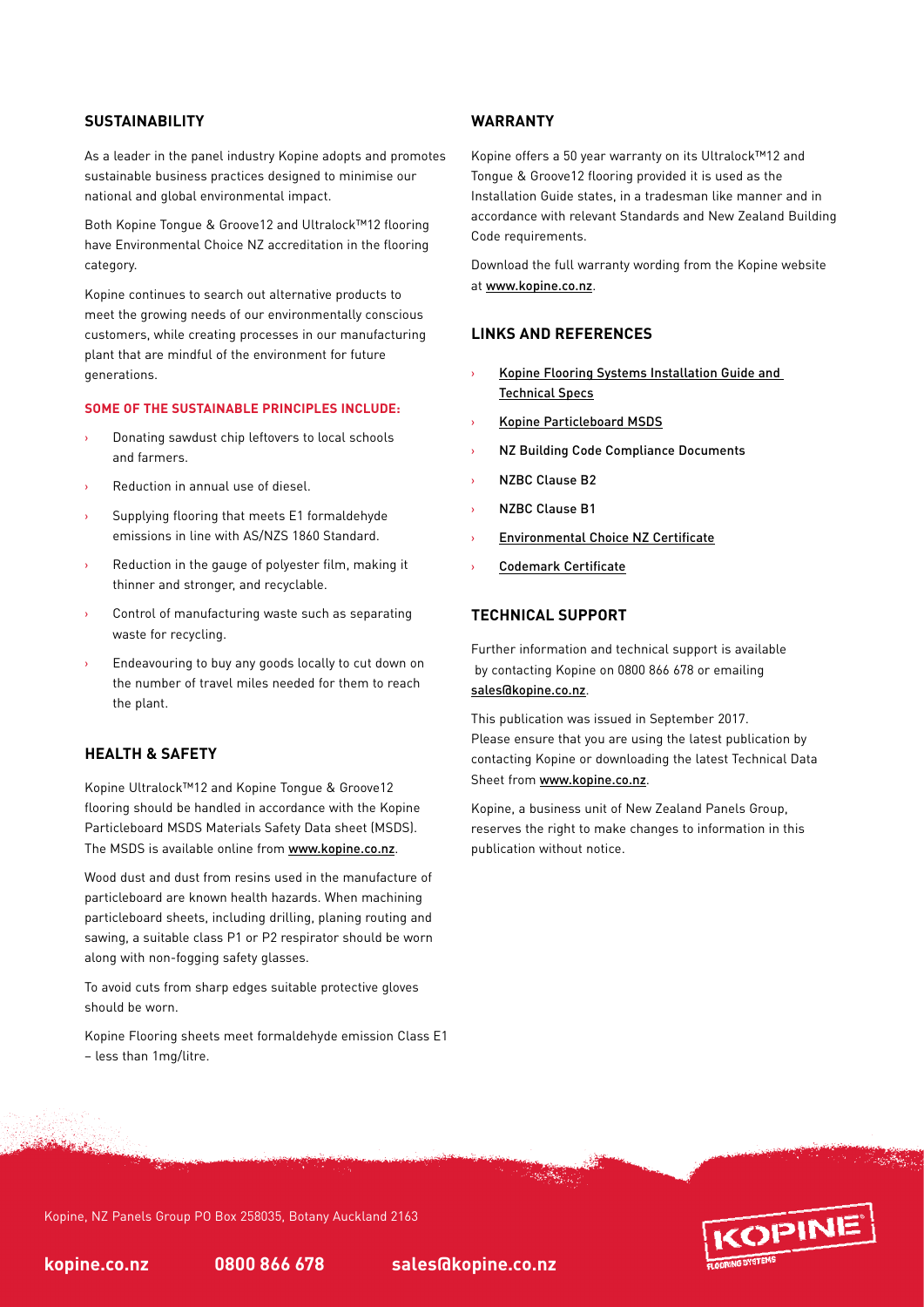## SUSTAINABILITY

As a leader in the panel industry Kopine adopts and promotes sustainable business practices designed to minimise our national and global environmental impact.

Both Kopine Tongue & Groove12 and Ultralock™12 flooring have Environmental Choice NZ accreditation in the flooring category.

Kopine continues to search out alternative products to meet the growing needs of our environmentally conscious customers, while creating processes in our manufacturing plant that are mindful of the environment for future generations.

#### SOME OF THE SUSTAINABLE PRINCIPLES INCLUDE:

- Donating sawdust chip leftovers to local schools and farmers.
- Reduction in annual use of diesel.
- Supplying flooring that meets E1 formaldehyde emissions in line with AS/NZS 1860 Standard.
- Reduction in the gauge of polyester film, making it thinner and stronger, and recyclable.
- Control of manufacturing waste such as separating waste for recycling.
- Endeavouring to buy any goods locally to cut down on the number of travel miles needed for them to reach the plant.

## HEALTH & SAFETY

Kopine Ultralock™12 and Kopine Tongue & Groove12 flooring should be handled in accordance with the Kopine Particleboard MSDS Materials Safety Data sheet (MSDS). The MSDS is available online from www.kopine.co.nz.

Wood dust and dust from resins used in the manufacture of particleboard are known health hazards. When machining particleboard sheets, including drilling, planing routing and sawing, a suitable class P1 or P2 respirator should be worn along with non-fogging safety glasses.

To avoid cuts from sharp edges suitable protective gloves should be worn.

Kopine Flooring sheets meet formaldehyde emission Class E1 – less than 1mg/litre.

## WARRANTY

Kopine offers a 50 year warranty on its Ultralock™12 and Tongue & Groove12 flooring provided it is used as the Installation Guide states, in a tradesman like manner and in accordance with relevant Standards and New Zealand Building Code requirements.

Download the full warranty wording from the Kopine website at www.kopine.co.nz.

## LINKS AND REFERENCES

- Kopine Flooring Systems Installation Guide and Technical Specs
- Kopine Particleboard MSDS
- NZ Building Code Compliance Documents
- NZBC Clause B2
- NZBC Clause B1
- Environmental Choice NZ Certificate
- Codemark Certificate

## TECHNICAL SUPPORT

Further information and technical support is available by contacting Kopine on 0800 866 678 or emailing sales@kopine.co.nz.

This publication was issued in September 2017. Please ensure that you are using the latest publication by contacting Kopine or downloading the latest Technical Data Sheet from www.kopine.co.nz.

Kopine, a business unit of New Zealand Panels Group, reserves the right to make changes to information in this publication without notice.

Kopine, NZ Panels Group PO Box 258035, Botany Auckland 2163

kopine.co.nz 0800 866 678 sales@kopine.co.nz